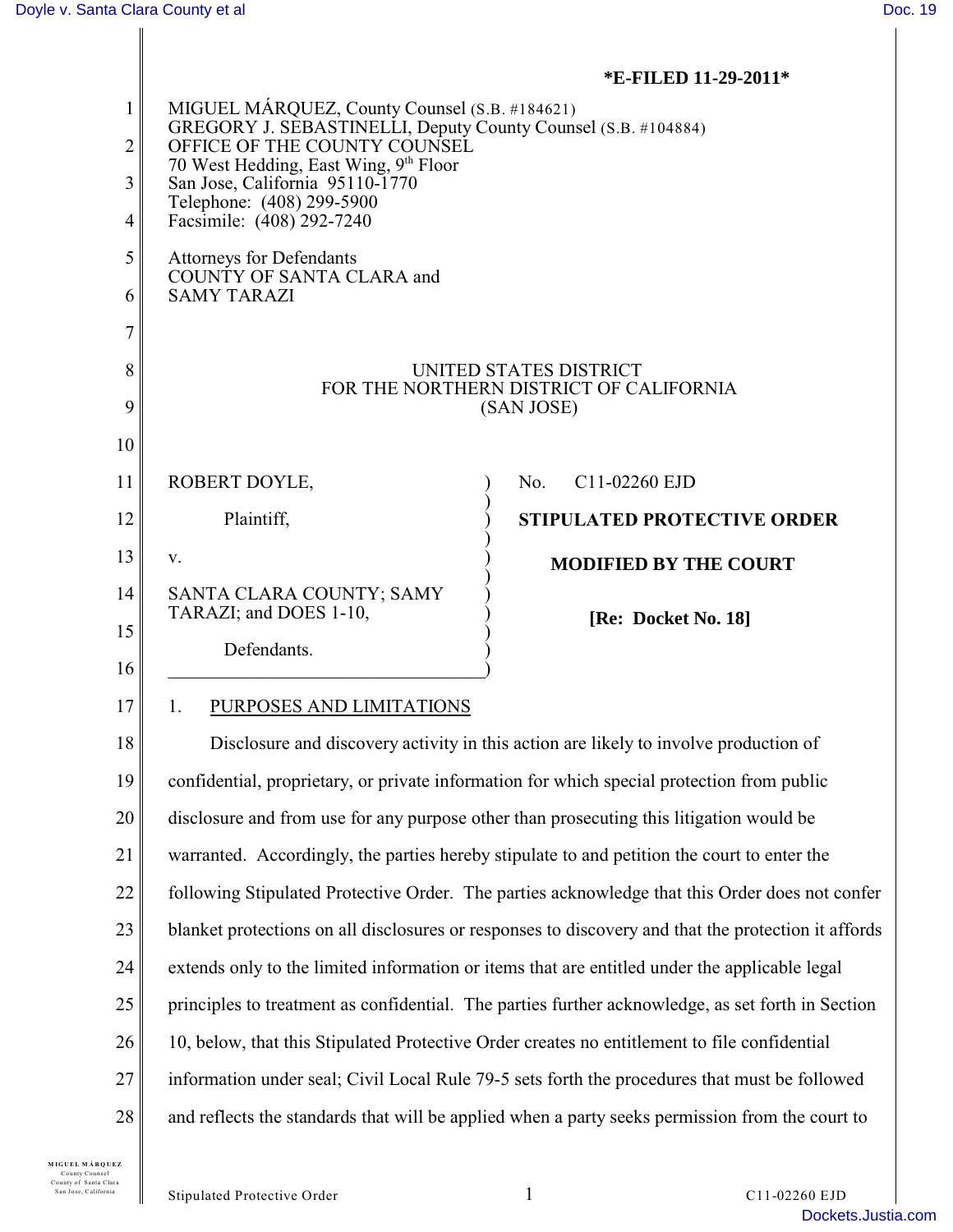*E-FILED 11-29-2011*

MIGUEL MÁRQUEZ, County Counsel (S.B. #184621)
GREGORY J. SEBASTINELLI, Deputy County Counsel (S.B. #104884)
OFFICE OF THE COUNTY COUNSEL
70 West Hedding, East Wing, 9th Floor
San Jose, California 95110-1770
Telephone: (408) 299-5900
Facsimile: (408) 292-7240

Attorneys for Defendants
COUNTY OF SANTA CLARA and
SAMY TARAZI

UNITED STATES DISTRICT
FOR THE NORTHERN DISTRICT OF CALIFORNIA
(SAN JOSE)

ROBERT DOYLE,

Plaintiff,

v.

SANTA CLARA COUNTY; SAMY TARAZI; and DOES 1-10,

Defendants.

No. C11-02260 EJD

**STIPULATED PROTECTIVE ORDER**

**MODIFIED BY THE COURT**

**[Re: Docket No. 18]**

## 1. PURPOSES AND LIMITATIONS

Disclosure and discovery activity in this action are likely to involve production of confidential, proprietary, or private information for which special protection from public disclosure and from use for any purpose other than prosecuting this litigation would be warranted. Accordingly, the parties hereby stipulate to and petition the court to enter the following Stipulated Protective Order. The parties acknowledge that this Order does not confer blanket protections on all disclosures or responses to discovery and that the protection it affords extends only to the limited information or items that are entitled under the applicable legal principles to treatment as confidential. The parties further acknowledge, as set forth in Section 10, below, that this Stipulated Protective Order creates no entitlement to file confidential information under seal; Civil Local Rule 79-5 sets forth the procedures that must be followed and reflects the standards that will be applied when a party seeks permission from the court to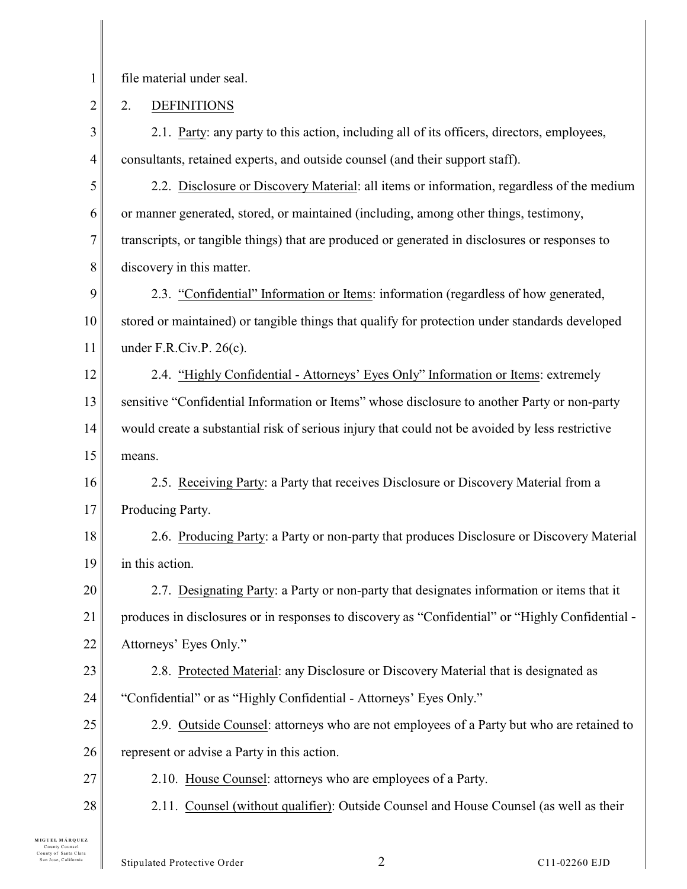file material under seal.

2. DEFINITIONS

2.1. Party: any party to this action, including all of its officers, directors, employees, consultants, retained experts, and outside counsel (and their support staff).

2.2. Disclosure or Discovery Material: all items or information, regardless of the medium or manner generated, stored, or maintained (including, among other things, testimony, transcripts, or tangible things) that are produced or generated in disclosures or responses to discovery in this matter.

2.3. "Confidential" Information or Items: information (regardless of how generated, stored or maintained) or tangible things that qualify for protection under standards developed under F.R.Civ.P. 26(c).

2.4. "Highly Confidential - Attorneys' Eyes Only" Information or Items: extremely sensitive "Confidential Information or Items" whose disclosure to another Party or non-party would create a substantial risk of serious injury that could not be avoided by less restrictive means.

2.5. Receiving Party: a Party that receives Disclosure or Discovery Material from a Producing Party.

2.6. Producing Party: a Party or non-party that produces Disclosure or Discovery Material in this action.

2.7. Designating Party: a Party or non-party that designates information or items that it produces in disclosures or in responses to discovery as "Confidential" or "Highly Confidential - Attorneys' Eyes Only."

2.8. Protected Material: any Disclosure or Discovery Material that is designated as "Confidential" or as "Highly Confidential - Attorneys' Eyes Only."

2.9. Outside Counsel: attorneys who are not employees of a Party but who are retained to represent or advise a Party in this action.

2.10. House Counsel: attorneys who are employees of a Party.

2.11. Counsel (without qualifier): Outside Counsel and House Counsel (as well as their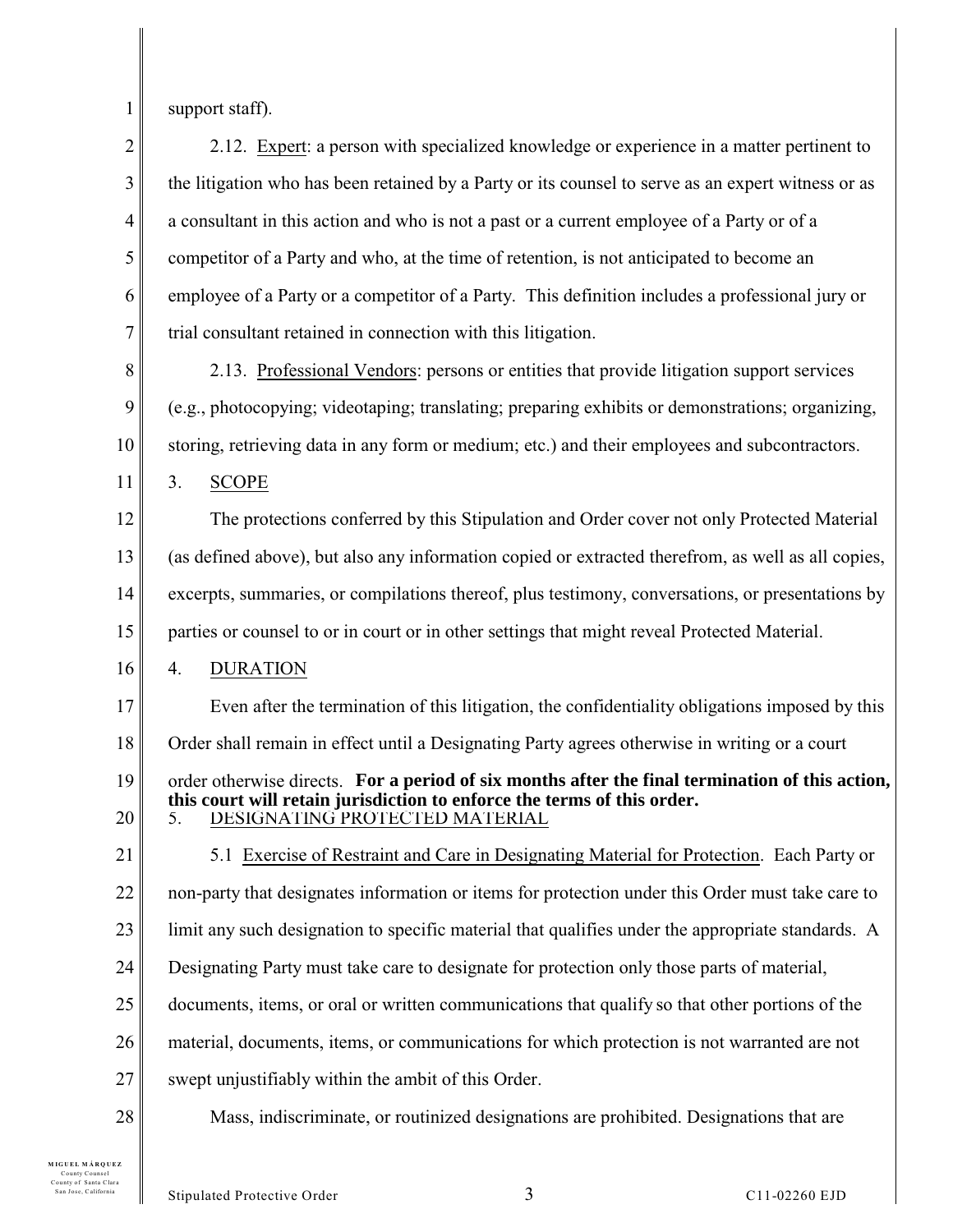support staff).

2.12. Expert: a person with specialized knowledge or experience in a matter pertinent to the litigation who has been retained by a Party or its counsel to serve as an expert witness or as a consultant in this action and who is not a past or a current employee of a Party or of a competitor of a Party and who, at the time of retention, is not anticipated to become an employee of a Party or a competitor of a Party. This definition includes a professional jury or trial consultant retained in connection with this litigation.

2.13. Professional Vendors: persons or entities that provide litigation support services (e.g., photocopying; videotaping; translating; preparing exhibits or demonstrations; organizing, storing, retrieving data in any form or medium; etc.) and their employees and subcontractors.

3. SCOPE

The protections conferred by this Stipulation and Order cover not only Protected Material (as defined above), but also any information copied or extracted therefrom, as well as all copies, excerpts, summaries, or compilations thereof, plus testimony, conversations, or presentations by parties or counsel to or in court or in other settings that might reveal Protected Material.

4. DURATION

Even after the termination of this litigation, the confidentiality obligations imposed by this Order shall remain in effect until a Designating Party agrees otherwise in writing or a court order otherwise directs. **For a period of six months after the final termination of this action, this court will retain jurisdiction to enforce the terms of this order.**

5. DESIGNATING PROTECTED MATERIAL

5.1 Exercise of Restraint and Care in Designating Material for Protection. Each Party or non-party that designates information or items for protection under this Order must take care to limit any such designation to specific material that qualifies under the appropriate standards. A Designating Party must take care to designate for protection only those parts of material, documents, items, or oral or written communications that qualify so that other portions of the material, documents, items, or communications for which protection is not warranted are not swept unjustifiably within the ambit of this Order.

Mass, indiscriminate, or routinized designations are prohibited. Designations that are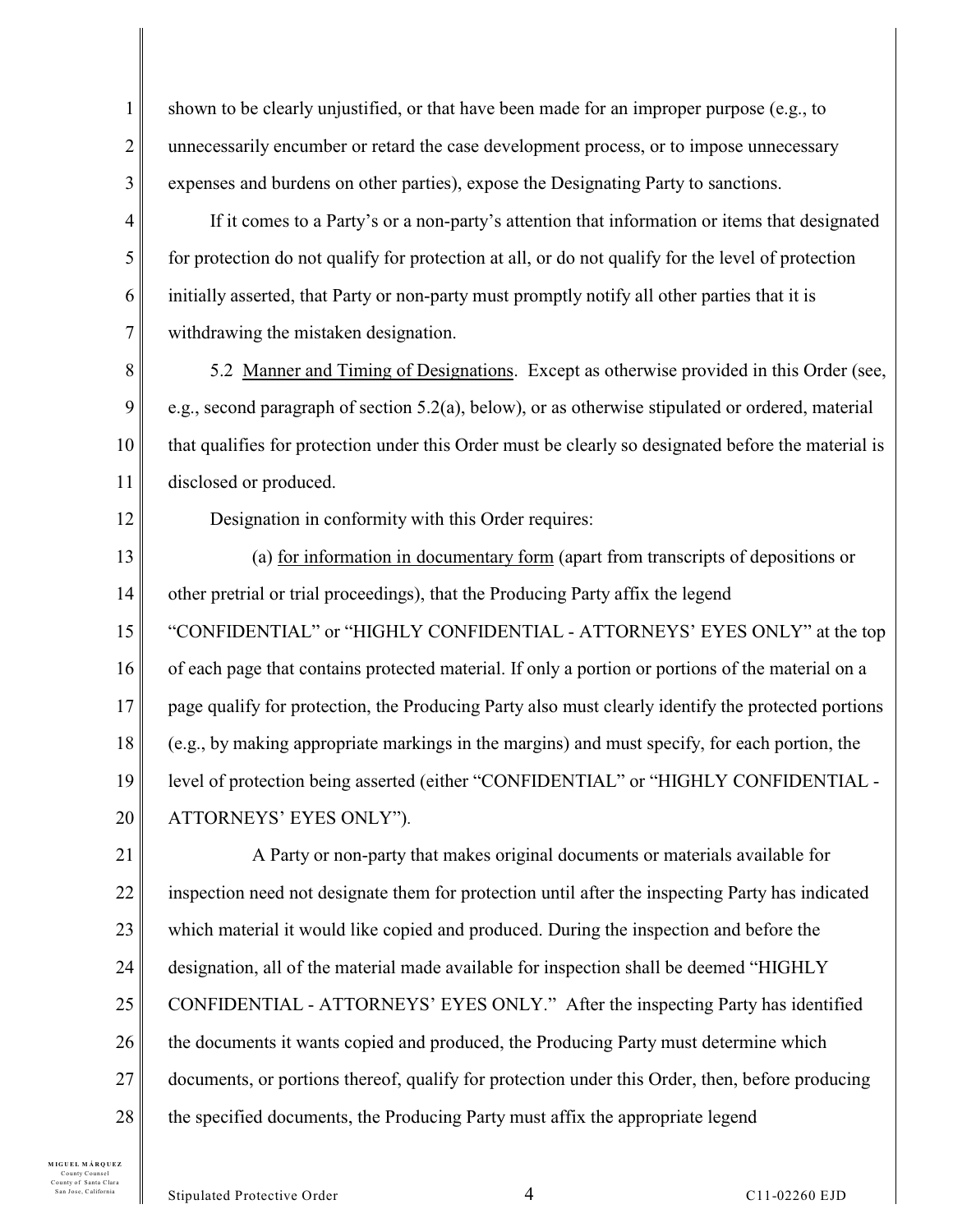shown to be clearly unjustified, or that have been made for an improper purpose (e.g., to unnecessarily encumber or retard the case development process, or to impose unnecessary expenses and burdens on other parties), expose the Designating Party to sanctions.

If it comes to a Party's or a non-party's attention that information or items that designated for protection do not qualify for protection at all, or do not qualify for the level of protection initially asserted, that Party or non-party must promptly notify all other parties that it is withdrawing the mistaken designation.

5.2 Manner and Timing of Designations. Except as otherwise provided in this Order (see, e.g., second paragraph of section 5.2(a), below), or as otherwise stipulated or ordered, material that qualifies for protection under this Order must be clearly so designated before the material is disclosed or produced.

Designation in conformity with this Order requires:

(a) for information in documentary form (apart from transcripts of depositions or other pretrial or trial proceedings), that the Producing Party affix the legend "CONFIDENTIAL" or "HIGHLY CONFIDENTIAL - ATTORNEYS' EYES ONLY" at the top of each page that contains protected material. If only a portion or portions of the material on a page qualify for protection, the Producing Party also must clearly identify the protected portions (e.g., by making appropriate markings in the margins) and must specify, for each portion, the level of protection being asserted (either "CONFIDENTIAL" or "HIGHLY CONFIDENTIAL - ATTORNEYS' EYES ONLY").

A Party or non-party that makes original documents or materials available for inspection need not designate them for protection until after the inspecting Party has indicated which material it would like copied and produced. During the inspection and before the designation, all of the material made available for inspection shall be deemed "HIGHLY CONFIDENTIAL - ATTORNEYS' EYES ONLY." After the inspecting Party has identified the documents it wants copied and produced, the Producing Party must determine which documents, or portions thereof, qualify for protection under this Order, then, before producing the specified documents, the Producing Party must affix the appropriate legend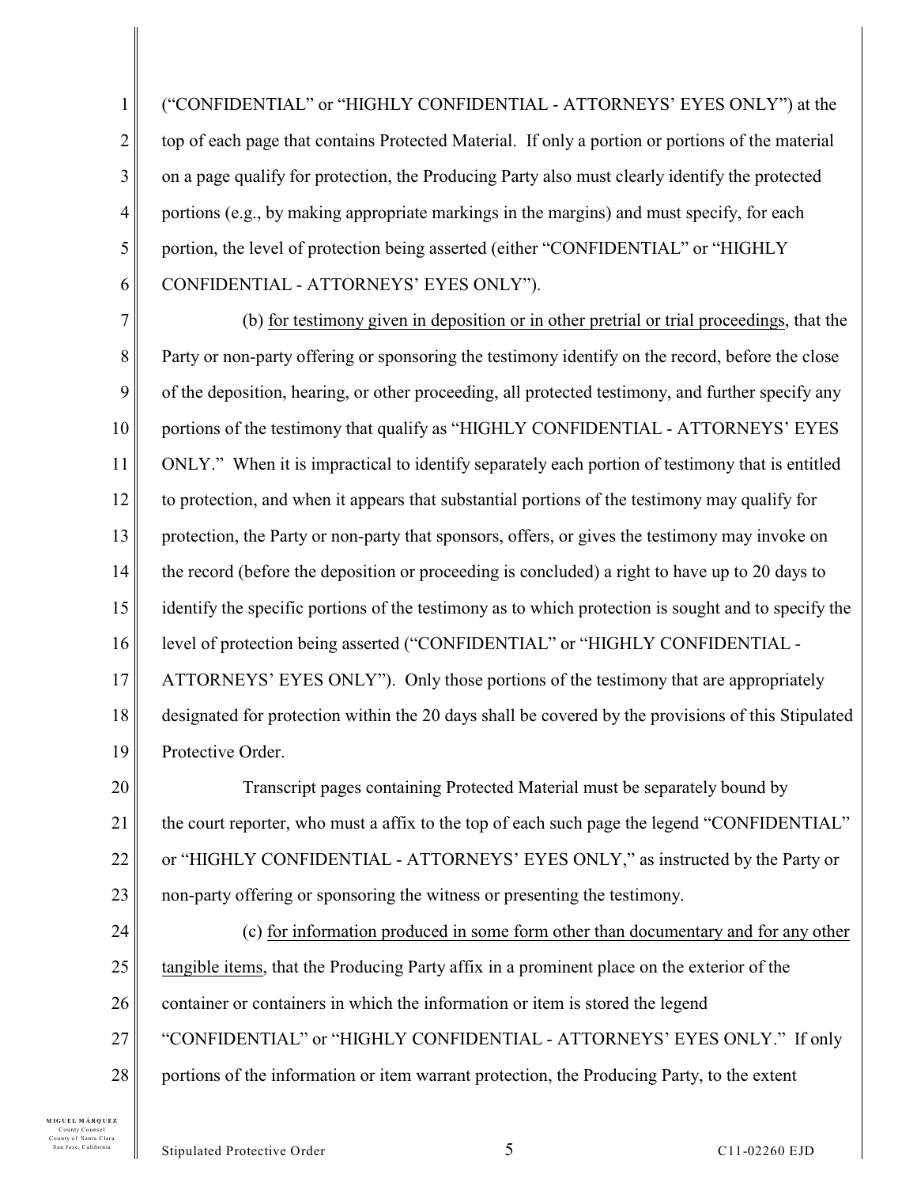("CONFIDENTIAL" or "HIGHLY CONFIDENTIAL - ATTORNEYS' EYES ONLY") at the top of each page that contains Protected Material. If only a portion or portions of the material on a page qualify for protection, the Producing Party also must clearly identify the protected portions (e.g., by making appropriate markings in the margins) and must specify, for each portion, the level of protection being asserted (either "CONFIDENTIAL" or "HIGHLY CONFIDENTIAL - ATTORNEYS' EYES ONLY").

(b) <u>for testimony given in deposition or in other pretrial or trial proceedings</u>, that the Party or non-party offering or sponsoring the testimony identify on the record, before the close of the deposition, hearing, or other proceeding, all protected testimony, and further specify any portions of the testimony that qualify as "HIGHLY CONFIDENTIAL - ATTORNEYS' EYES ONLY." When it is impractical to identify separately each portion of testimony that is entitled to protection, and when it appears that substantial portions of the testimony may qualify for protection, the Party or non-party that sponsors, offers, or gives the testimony may invoke on the record (before the deposition or proceeding is concluded) a right to have up to 20 days to identify the specific portions of the testimony as to which protection is sought and to specify the level of protection being asserted ("CONFIDENTIAL" or "HIGHLY CONFIDENTIAL - ATTORNEYS' EYES ONLY"). Only those portions of the testimony that are appropriately designated for protection within the 20 days shall be covered by the provisions of this Stipulated Protective Order.

Transcript pages containing Protected Material must be separately bound by the court reporter, who must a affix to the top of each such page the legend "CONFIDENTIAL" or "HIGHLY CONFIDENTIAL - ATTORNEYS' EYES ONLY," as instructed by the Party or non-party offering or sponsoring the witness or presenting the testimony.

(c) <u>for information produced in some form other than documentary and for any other tangible items</u>, that the Producing Party affix in a prominent place on the exterior of the container or containers in which the information or item is stored the legend "CONFIDENTIAL" or "HIGHLY CONFIDENTIAL - ATTORNEYS' EYES ONLY." If only portions of the information or item warrant protection, the Producing Party, to the extent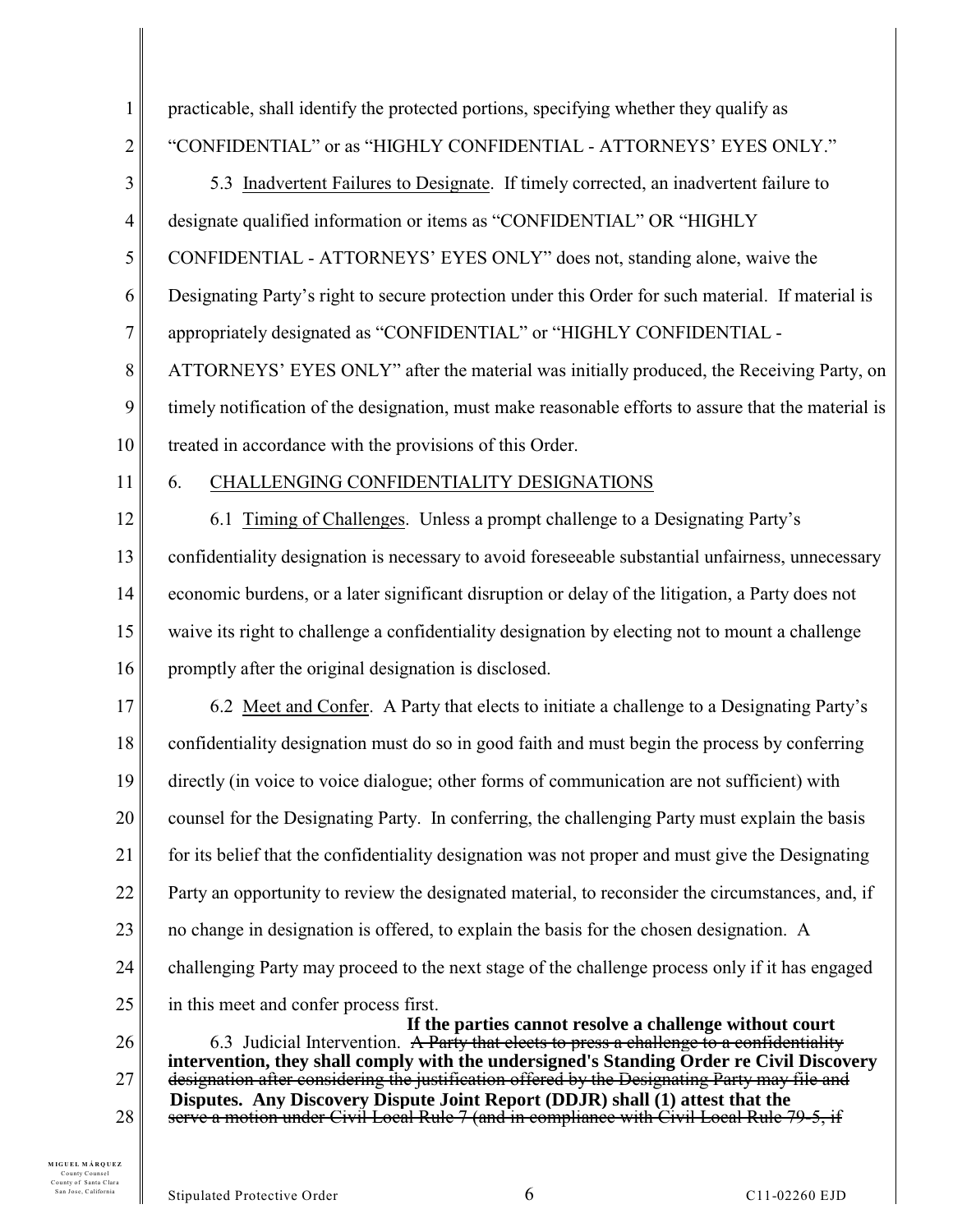practicable, shall identify the protected portions, specifying whether they qualify as "CONFIDENTIAL" or as "HIGHLY CONFIDENTIAL - ATTORNEYS' EYES ONLY."

5.3 Inadvertent Failures to Designate. If timely corrected, an inadvertent failure to designate qualified information or items as "CONFIDENTIAL" OR "HIGHLY CONFIDENTIAL - ATTORNEYS' EYES ONLY" does not, standing alone, waive the Designating Party's right to secure protection under this Order for such material. If material is appropriately designated as "CONFIDENTIAL" or "HIGHLY CONFIDENTIAL - ATTORNEYS' EYES ONLY" after the material was initially produced, the Receiving Party, on timely notification of the designation, must make reasonable efforts to assure that the material is treated in accordance with the provisions of this Order.

6. CHALLENGING CONFIDENTIALITY DESIGNATIONS

6.1 Timing of Challenges. Unless a prompt challenge to a Designating Party's confidentiality designation is necessary to avoid foreseeable substantial unfairness, unnecessary economic burdens, or a later significant disruption or delay of the litigation, a Party does not waive its right to challenge a confidentiality designation by electing not to mount a challenge promptly after the original designation is disclosed.

6.2 Meet and Confer. A Party that elects to initiate a challenge to a Designating Party's confidentiality designation must do so in good faith and must begin the process by conferring directly (in voice to voice dialogue; other forms of communication are not sufficient) with counsel for the Designating Party. In conferring, the challenging Party must explain the basis for its belief that the confidentiality designation was not proper and must give the Designating Party an opportunity to review the designated material, to reconsider the circumstances, and, if no change in designation is offered, to explain the basis for the chosen designation. A challenging Party may proceed to the next stage of the challenge process only if it has engaged in this meet and confer process first.

6.3 Judicial Intervention. **If the parties cannot resolve a challenge without court intervention, they shall comply with the undersigned's Standing Order re Civil Discovery Disputes. Any Discovery Dispute Joint Report (DDJR) shall (1) attest that the** ~~A Party that elects to press a challenge to a confidentiality designation after considering the justification offered by the Designating Party may file and serve a motion under Civil Local Rule 7 (and in compliance with Civil Local Rule 79-5, if~~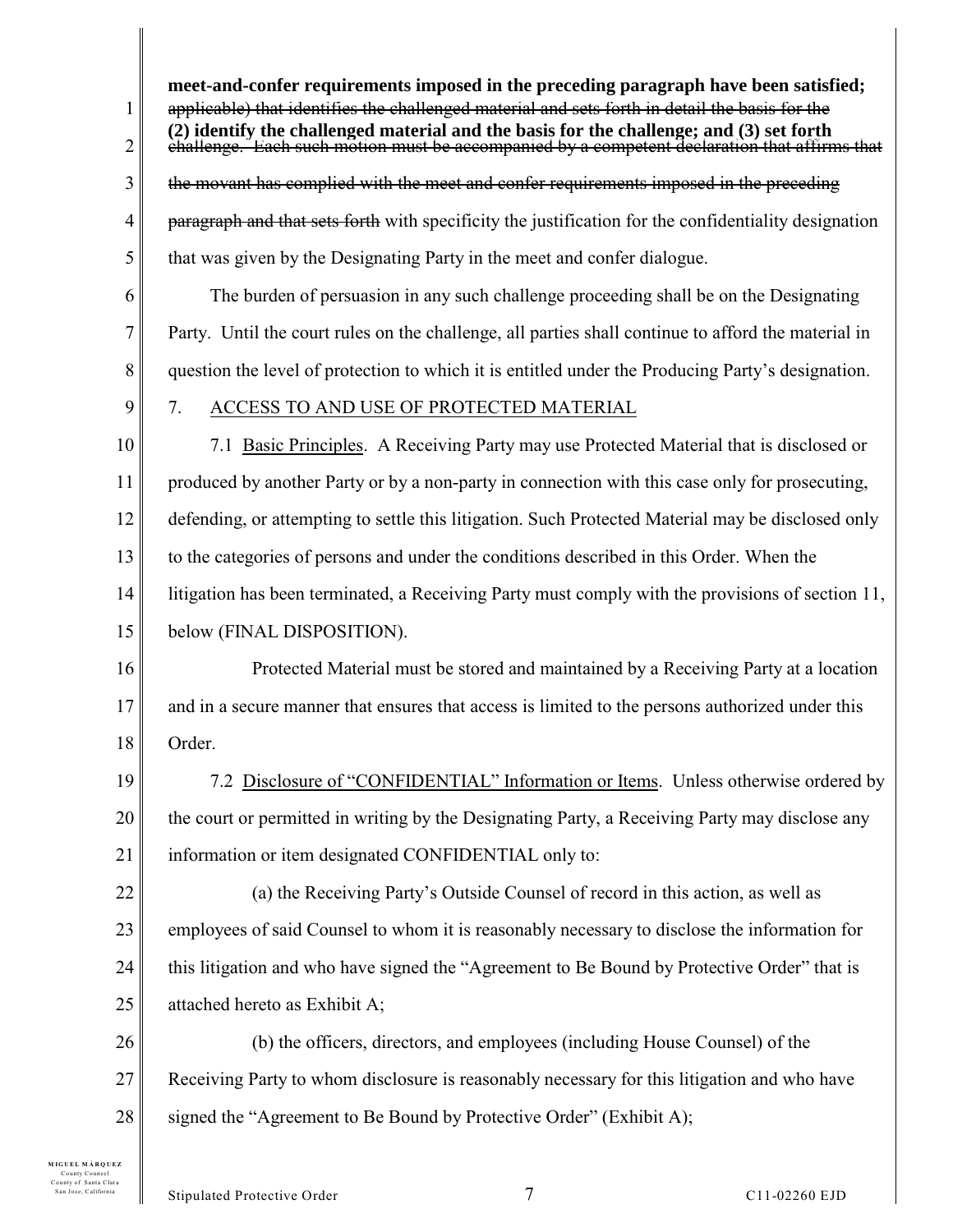**meet-and-confer requirements imposed in the preceding paragraph have been satisfied;** ~~applicable) that identifies the challenged material and sets forth in detail the basis for the~~ **(2) identify the challenged material and the basis for the challenge; and (3) set forth** ~~challenge. Each such motion must be accompanied by a competent declaration that affirms that the movant has complied with the meet and confer requirements imposed in the preceding paragraph and that sets forth~~ with specificity the justification for the confidentiality designation that was given by the Designating Party in the meet and confer dialogue.

The burden of persuasion in any such challenge proceeding shall be on the Designating Party. Until the court rules on the challenge, all parties shall continue to afford the material in question the level of protection to which it is entitled under the Producing Party's designation.

7. ACCESS TO AND USE OF PROTECTED MATERIAL

7.1 Basic Principles. A Receiving Party may use Protected Material that is disclosed or produced by another Party or by a non-party in connection with this case only for prosecuting, defending, or attempting to settle this litigation. Such Protected Material may be disclosed only to the categories of persons and under the conditions described in this Order. When the litigation has been terminated, a Receiving Party must comply with the provisions of section 11, below (FINAL DISPOSITION).

Protected Material must be stored and maintained by a Receiving Party at a location and in a secure manner that ensures that access is limited to the persons authorized under this Order.

7.2 Disclosure of "CONFIDENTIAL" Information or Items. Unless otherwise ordered by the court or permitted in writing by the Designating Party, a Receiving Party may disclose any information or item designated CONFIDENTIAL only to:

(a) the Receiving Party's Outside Counsel of record in this action, as well as employees of said Counsel to whom it is reasonably necessary to disclose the information for this litigation and who have signed the "Agreement to Be Bound by Protective Order" that is attached hereto as Exhibit A;

(b) the officers, directors, and employees (including House Counsel) of the Receiving Party to whom disclosure is reasonably necessary for this litigation and who have signed the "Agreement to Be Bound by Protective Order" (Exhibit A);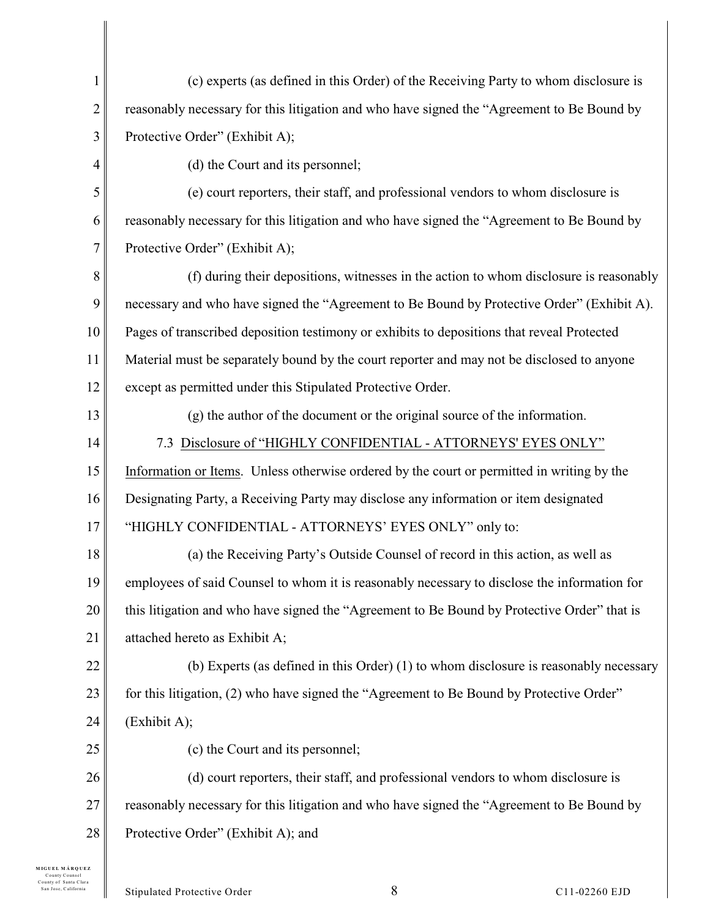(c) experts (as defined in this Order) of the Receiving Party to whom disclosure is reasonably necessary for this litigation and who have signed the "Agreement to Be Bound by Protective Order" (Exhibit A);

(d) the Court and its personnel;

(e) court reporters, their staff, and professional vendors to whom disclosure is reasonably necessary for this litigation and who have signed the "Agreement to Be Bound by Protective Order" (Exhibit A);

(f) during their depositions, witnesses in the action to whom disclosure is reasonably necessary and who have signed the "Agreement to Be Bound by Protective Order" (Exhibit A). Pages of transcribed deposition testimony or exhibits to depositions that reveal Protected Material must be separately bound by the court reporter and may not be disclosed to anyone except as permitted under this Stipulated Protective Order.

(g) the author of the document or the original source of the information.

7.3 Disclosure of "HIGHLY CONFIDENTIAL - ATTORNEYS' EYES ONLY" Information or Items. Unless otherwise ordered by the court or permitted in writing by the Designating Party, a Receiving Party may disclose any information or item designated "HIGHLY CONFIDENTIAL - ATTORNEYS' EYES ONLY" only to:

(a) the Receiving Party's Outside Counsel of record in this action, as well as employees of said Counsel to whom it is reasonably necessary to disclose the information for this litigation and who have signed the "Agreement to Be Bound by Protective Order" that is attached hereto as Exhibit A;

(b) Experts (as defined in this Order) (1) to whom disclosure is reasonably necessary for this litigation, (2) who have signed the "Agreement to Be Bound by Protective Order" (Exhibit A);

(c) the Court and its personnel;

(d) court reporters, their staff, and professional vendors to whom disclosure is reasonably necessary for this litigation and who have signed the "Agreement to Be Bound by Protective Order" (Exhibit A); and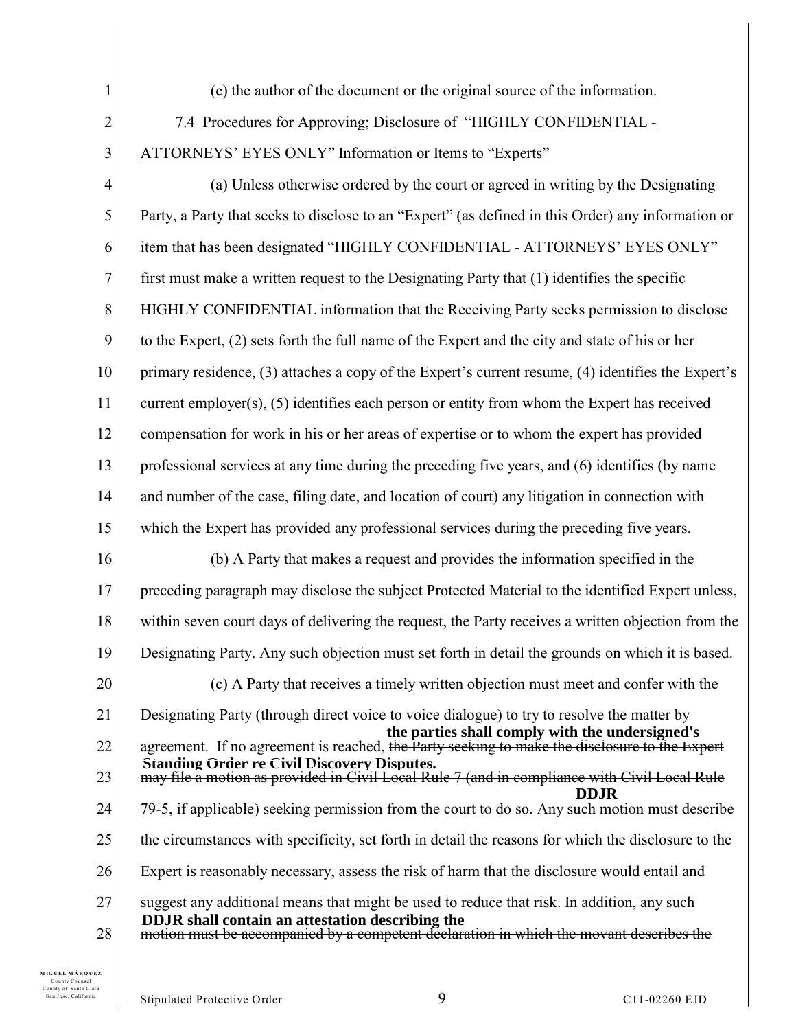(e) the author of the document or the original source of the information.

7.4 Procedures for Approving; Disclosure of "HIGHLY CONFIDENTIAL - ATTORNEYS' EYES ONLY" Information or Items to "Experts"

(a) Unless otherwise ordered by the court or agreed in writing by the Designating Party, a Party that seeks to disclose to an "Expert" (as defined in this Order) any information or item that has been designated "HIGHLY CONFIDENTIAL - ATTORNEYS' EYES ONLY" first must make a written request to the Designating Party that (1) identifies the specific HIGHLY CONFIDENTIAL information that the Receiving Party seeks permission to disclose to the Expert, (2) sets forth the full name of the Expert and the city and state of his or her primary residence, (3) attaches a copy of the Expert's current resume, (4) identifies the Expert's current employer(s), (5) identifies each person or entity from whom the Expert has received compensation for work in his or her areas of expertise or to whom the expert has provided professional services at any time during the preceding five years, and (6) identifies (by name and number of the case, filing date, and location of court) any litigation in connection with which the Expert has provided any professional services during the preceding five years.

(b) A Party that makes a request and provides the information specified in the preceding paragraph may disclose the subject Protected Material to the identified Expert unless, within seven court days of delivering the request, the Party receives a written objection from the Designating Party. Any such objection must set forth in detail the grounds on which it is based.

(c) A Party that receives a timely written objection must meet and confer with the Designating Party (through direct voice to voice dialogue) to try to resolve the matter by agreement. If no agreement is reached, **the parties shall comply with the undersigned's Standing Order re Civil Discovery Disputes.** ~~the Party seeking to make the disclosure to the Expert may file a motion as provided in Civil Local Rule 7 (and in compliance with Civil Local Rule 79-5, if applicable) seeking permission from the court to do so.~~ Any **DDJR** ~~such motion~~ must describe the circumstances with specificity, set forth in detail the reasons for which the disclosure to the Expert is reasonably necessary, assess the risk of harm that the disclosure would entail and suggest any additional means that might be used to reduce that risk. In addition, any such **DDJR shall contain an attestation describing the** ~~motion must be accompanied by a competent declaration in which the movant describes the~~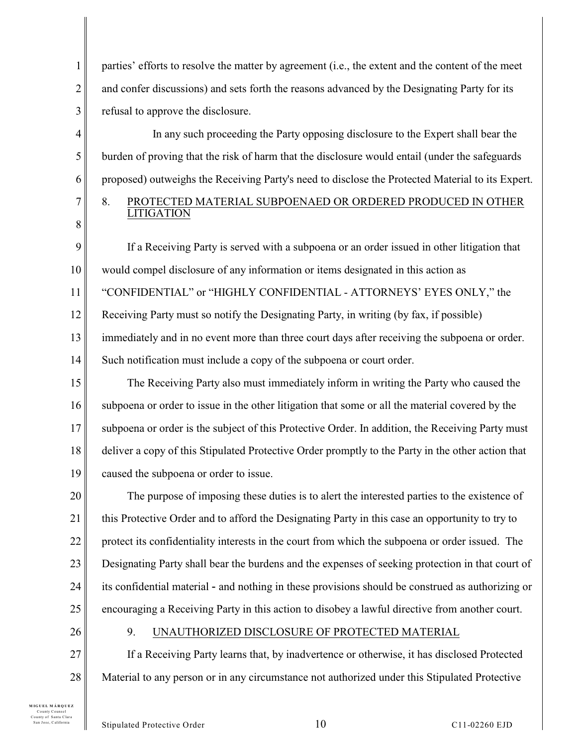parties' efforts to resolve the matter by agreement (i.e., the extent and the content of the meet and confer discussions) and sets forth the reasons advanced by the Designating Party for its refusal to approve the disclosure.

In any such proceeding the Party opposing disclosure to the Expert shall bear the burden of proving that the risk of harm that the disclosure would entail (under the safeguards proposed) outweighs the Receiving Party's need to disclose the Protected Material to its Expert.

8. PROTECTED MATERIAL SUBPOENAED OR ORDERED PRODUCED IN OTHER LITIGATION

If a Receiving Party is served with a subpoena or an order issued in other litigation that would compel disclosure of any information or items designated in this action as "CONFIDENTIAL" or "HIGHLY CONFIDENTIAL - ATTORNEYS' EYES ONLY," the Receiving Party must so notify the Designating Party, in writing (by fax, if possible) immediately and in no event more than three court days after receiving the subpoena or order. Such notification must include a copy of the subpoena or court order.

The Receiving Party also must immediately inform in writing the Party who caused the subpoena or order to issue in the other litigation that some or all the material covered by the subpoena or order is the subject of this Protective Order. In addition, the Receiving Party must deliver a copy of this Stipulated Protective Order promptly to the Party in the other action that caused the subpoena or order to issue.

The purpose of imposing these duties is to alert the interested parties to the existence of this Protective Order and to afford the Designating Party in this case an opportunity to try to protect its confidentiality interests in the court from which the subpoena or order issued. The Designating Party shall bear the burdens and the expenses of seeking protection in that court of its confidential material - and nothing in these provisions should be construed as authorizing or encouraging a Receiving Party in this action to disobey a lawful directive from another court.

9. UNAUTHORIZED DISCLOSURE OF PROTECTED MATERIAL

If a Receiving Party learns that, by inadvertence or otherwise, it has disclosed Protected Material to any person or in any circumstance not authorized under this Stipulated Protective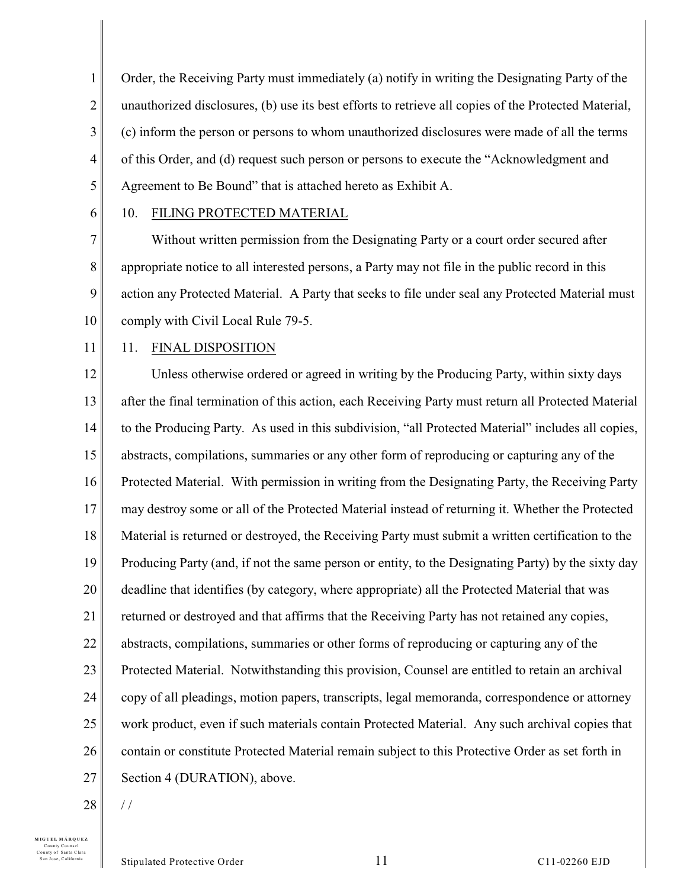Order, the Receiving Party must immediately (a) notify in writing the Designating Party of the unauthorized disclosures, (b) use its best efforts to retrieve all copies of the Protected Material, (c) inform the person or persons to whom unauthorized disclosures were made of all the terms of this Order, and (d) request such person or persons to execute the "Acknowledgment and Agreement to Be Bound" that is attached hereto as Exhibit A.

## 10. FILING PROTECTED MATERIAL

Without written permission from the Designating Party or a court order secured after appropriate notice to all interested persons, a Party may not file in the public record in this action any Protected Material. A Party that seeks to file under seal any Protected Material must comply with Civil Local Rule 79-5.

## 11. FINAL DISPOSITION

Unless otherwise ordered or agreed in writing by the Producing Party, within sixty days after the final termination of this action, each Receiving Party must return all Protected Material to the Producing Party. As used in this subdivision, "all Protected Material" includes all copies, abstracts, compilations, summaries or any other form of reproducing or capturing any of the Protected Material. With permission in writing from the Designating Party, the Receiving Party may destroy some or all of the Protected Material instead of returning it. Whether the Protected Material is returned or destroyed, the Receiving Party must submit a written certification to the Producing Party (and, if not the same person or entity, to the Designating Party) by the sixty day deadline that identifies (by category, where appropriate) all the Protected Material that was returned or destroyed and that affirms that the Receiving Party has not retained any copies, abstracts, compilations, summaries or other forms of reproducing or capturing any of the Protected Material. Notwithstanding this provision, Counsel are entitled to retain an archival copy of all pleadings, motion papers, transcripts, legal memoranda, correspondence or attorney work product, even if such materials contain Protected Material. Any such archival copies that contain or constitute Protected Material remain subject to this Protective Order as set forth in Section 4 (DURATION), above.

/ /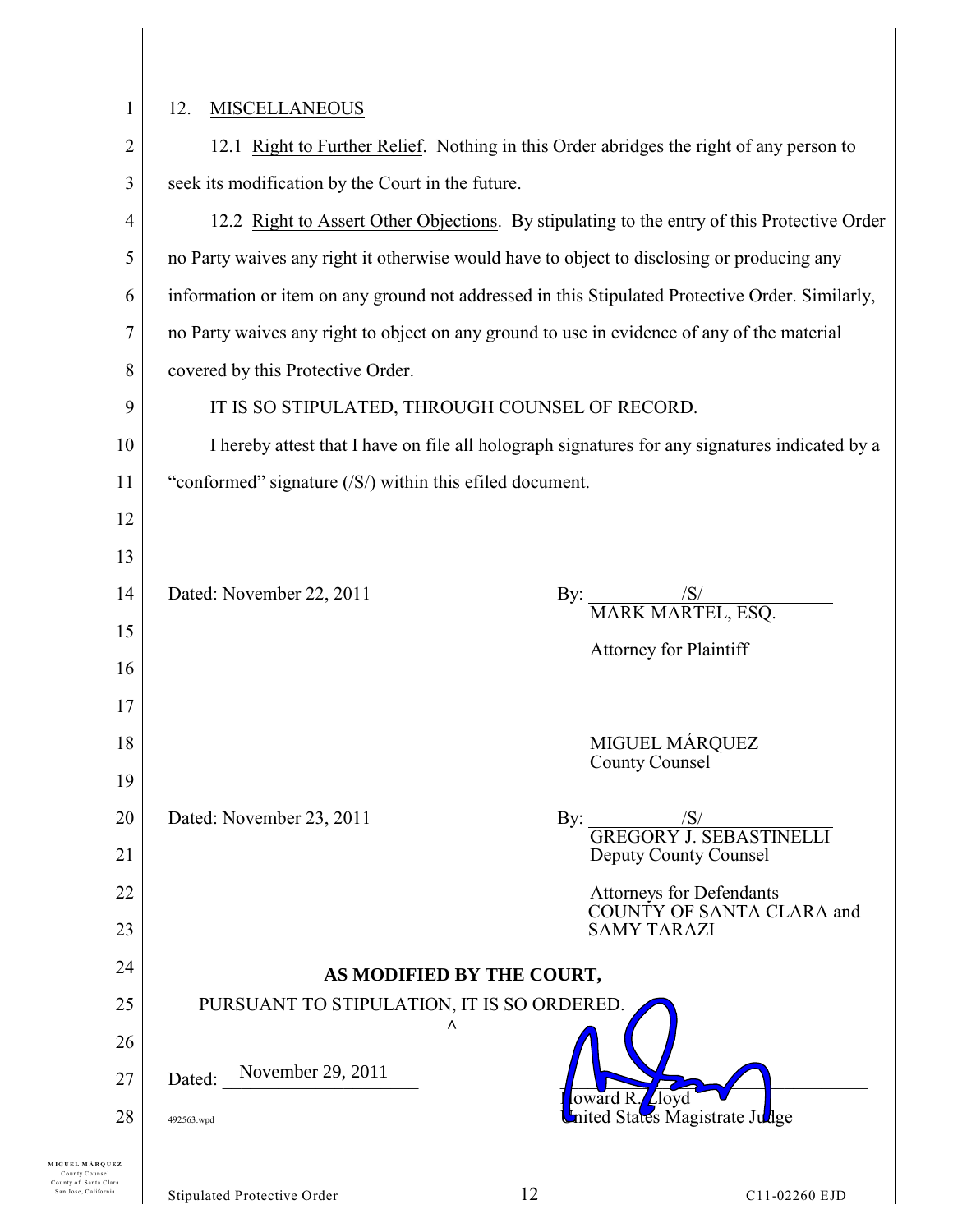## 12. MISCELLANEOUS

12.1 Right to Further Relief. Nothing in this Order abridges the right of any person to seek its modification by the Court in the future.

12.2 Right to Assert Other Objections. By stipulating to the entry of this Protective Order no Party waives any right it otherwise would have to object to disclosing or producing any information or item on any ground not addressed in this Stipulated Protective Order. Similarly, no Party waives any right to object on any ground to use in evidence of any of the material covered by this Protective Order.

IT IS SO STIPULATED, THROUGH COUNSEL OF RECORD.

I hereby attest that I have on file all holograph signatures for any signatures indicated by a "conformed" signature (/S/) within this efiled document.

Dated: November 22, 2011

By: /S/
MARK MARTEL, ESQ.

Attorney for Plaintiff

MIGUEL MÁRQUEZ
County Counsel

Dated: November 23, 2011

By: /S/
GREGORY J. SEBASTINELLI
Deputy County Counsel

Attorneys for Defendants
COUNTY OF SANTA CLARA and
SAMY TARAZI

**AS MODIFIED BY THE COURT,**

PURSUANT TO STIPULATION, IT IS SO ORDERED.
^

Dated: November 29, 2011

Howard R. Lloyd
United States Magistrate Judge

492563.wpd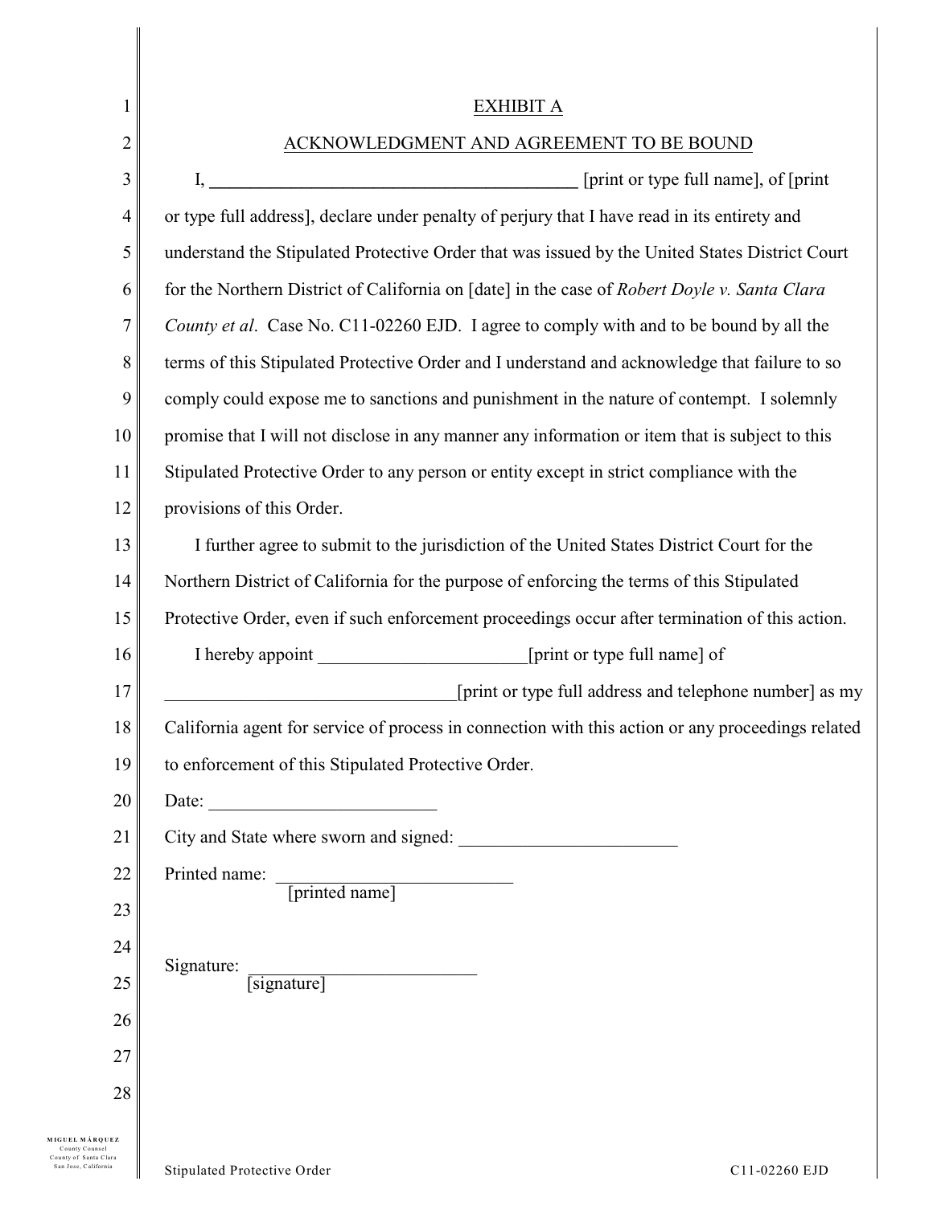## EXHIBIT A

## ACKNOWLEDGMENT AND AGREEMENT TO BE BOUND

I, _________________________________________ [print or type full name], of [print or type full address], declare under penalty of perjury that I have read in its entirety and understand the Stipulated Protective Order that was issued by the United States District Court for the Northern District of California on [date] in the case of *Robert Doyle v. Santa Clara County et al*. Case No. C11-02260 EJD. I agree to comply with and to be bound by all the terms of this Stipulated Protective Order and I understand and acknowledge that failure to so comply could expose me to sanctions and punishment in the nature of contempt. I solemnly promise that I will not disclose in any manner any information or item that is subject to this Stipulated Protective Order to any person or entity except in strict compliance with the provisions of this Order.

I further agree to submit to the jurisdiction of the United States District Court for the Northern District of California for the purpose of enforcing the terms of this Stipulated Protective Order, even if such enforcement proceedings occur after termination of this action.

I hereby appoint _______________________[print or type full name] of ________________________________[print or type full address and telephone number] as my California agent for service of process in connection with this action or any proceedings related to enforcement of this Stipulated Protective Order.

Date: _________________________

City and State where sworn and signed: ________________________

Printed name: __________________________
[printed name]

Signature: _________________________
[signature]